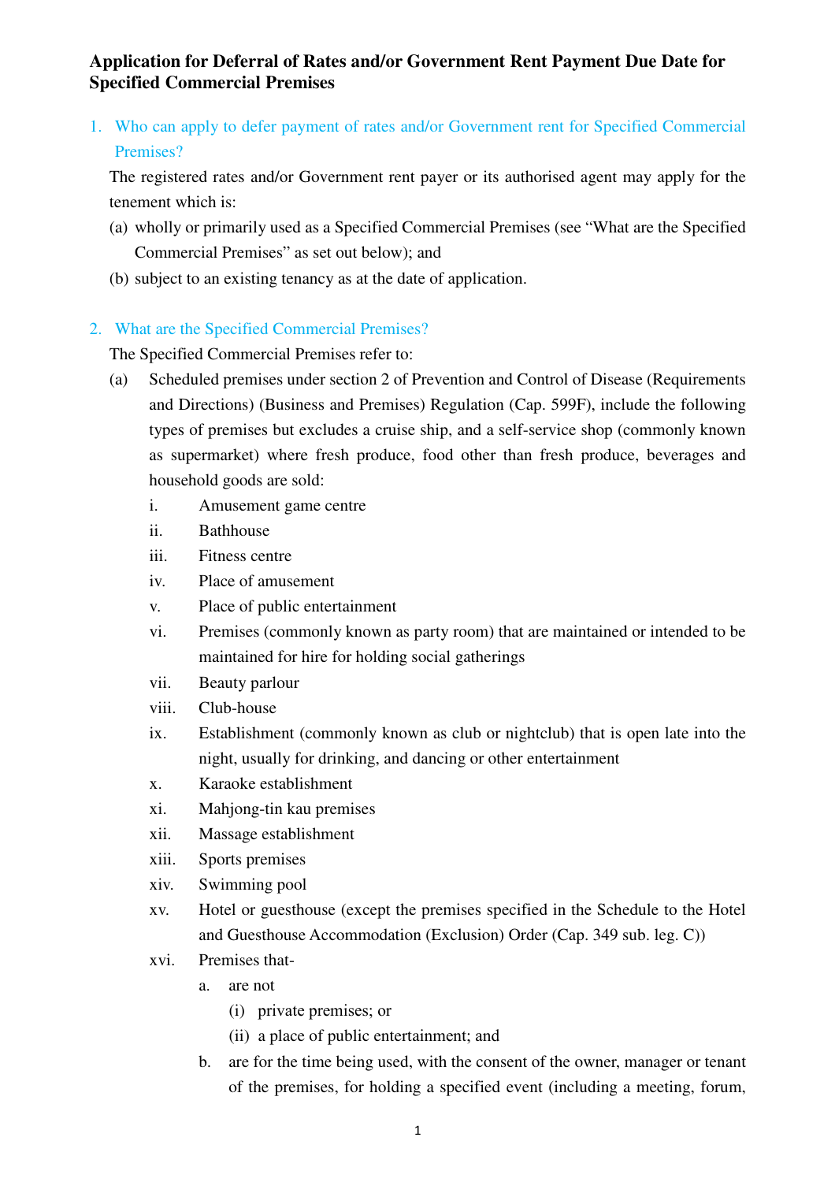# Application for Deferral of Rates and/or Government Rent Payment Due Date for Specified Commercial Premises

## 1. Who can apply to defer payment of rates and/or Government rent for Specified Commercial Premises?

The registered rates and/or Government rent payer or its authorised agent may apply for the tenement which is:

(a) wholly or primarily used as a Specified Commercial Premises (see "What are the Specified Commercial Premises" as set out below); and

(b) subject to an existing tenancy as at the date of application.

## 2. What are the Specified Commercial Premises?

The Specified Commercial Premises refer to:

(a) Scheduled premises under section 2 of Prevention and Control of Disease (Requirements and Directions) (Business and Premises) Regulation (Cap. 599F), include the following types of premises but excludes a cruise ship, and a self-service shop (commonly known as supermarket) where fresh produce, food other than fresh produce, beverages and household goods are sold:

i. Amusement game centre

ii. Bathhouse

iii. Fitness centre

iv. Place of amusement

v. Place of public entertainment

vi. Premises (commonly known as party room) that are maintained or intended to be maintained for hire for holding social gatherings

vii. Beauty parlour

viii. Club-house

ix. Establishment (commonly known as club or nightclub) that is open late into the night, usually for drinking, and dancing or other entertainment

x. Karaoke establishment

xi. Mahjong-tin kau premises

xii. Massage establishment

xiii. Sports premises

xiv. Swimming pool

xv. Hotel or guesthouse (except the premises specified in the Schedule to the Hotel and Guesthouse Accommodation (Exclusion) Order (Cap. 349 sub. leg. C))

xvi. Premises that-

a. are not

(i) private premises; or

(ii) a place of public entertainment; and

b. are for the time being used, with the consent of the owner, manager or tenant of the premises, for holding a specified event (including a meeting, forum,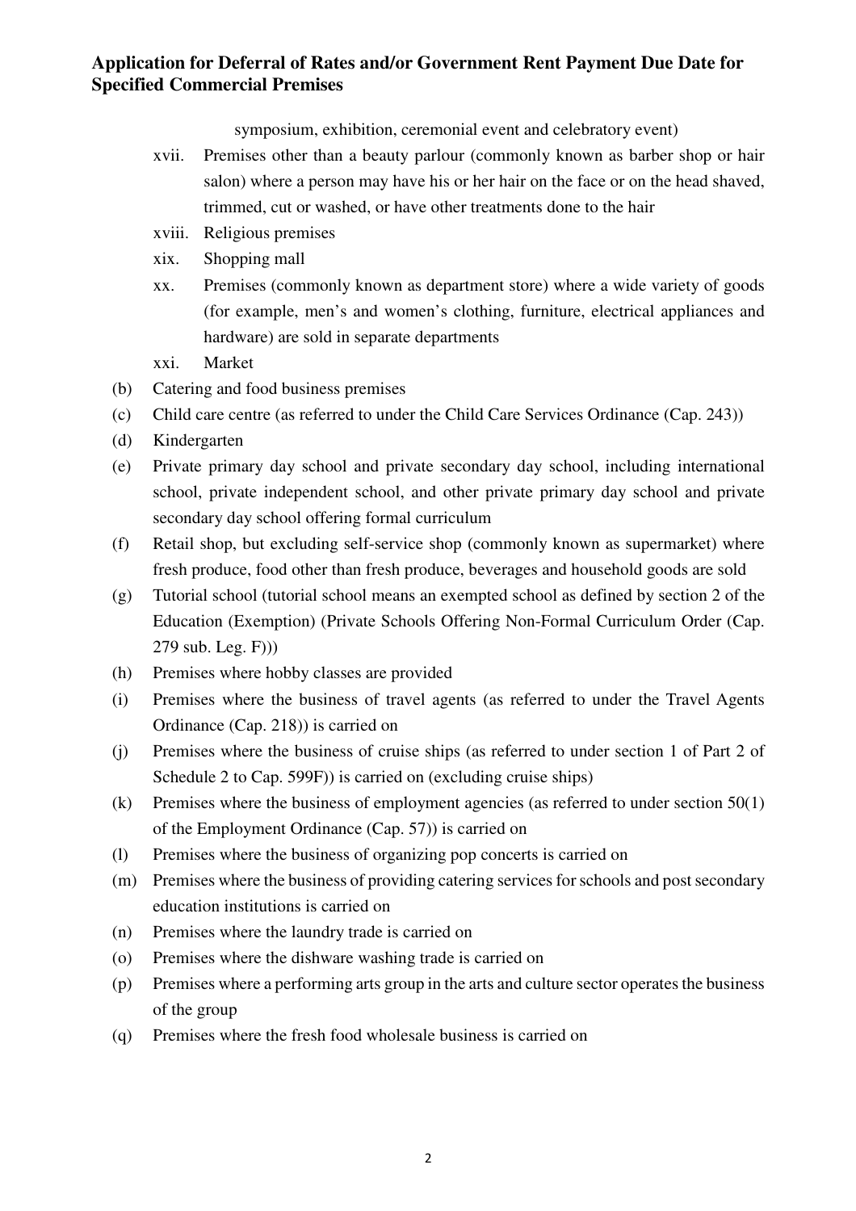symposium, exhibition, ceremonial event and celebratory event)

xvii. Premises other than a beauty parlour (commonly known as barber shop or hair salon) where a person may have his or her hair on the face or on the head shaved, trimmed, cut or washed, or have other treatments done to the hair

xviii. Religious premises

xix. Shopping mall

xx. Premises (commonly known as department store) where a wide variety of goods (for example, men's and women's clothing, furniture, electrical appliances and hardware) are sold in separate departments

xxi. Market

(b) Catering and food business premises

(c) Child care centre (as referred to under the Child Care Services Ordinance (Cap. 243))

(d) Kindergarten

(e) Private primary day school and private secondary day school, including international school, private independent school, and other private primary day school and private secondary day school offering formal curriculum

(f) Retail shop, but excluding self-service shop (commonly known as supermarket) where fresh produce, food other than fresh produce, beverages and household goods are sold

(g) Tutorial school (tutorial school means an exempted school as defined by section 2 of the Education (Exemption) (Private Schools Offering Non-Formal Curriculum Order (Cap. 279 sub. Leg. F)))

(h) Premises where hobby classes are provided

(i) Premises where the business of travel agents (as referred to under the Travel Agents Ordinance (Cap. 218)) is carried on

(j) Premises where the business of cruise ships (as referred to under section 1 of Part 2 of Schedule 2 to Cap. 599F)) is carried on (excluding cruise ships)

(k) Premises where the business of employment agencies (as referred to under section 50(1) of the Employment Ordinance (Cap. 57)) is carried on

(l) Premises where the business of organizing pop concerts is carried on

(m) Premises where the business of providing catering services for schools and post secondary education institutions is carried on

(n) Premises where the laundry trade is carried on

(o) Premises where the dishware washing trade is carried on

(p) Premises where a performing arts group in the arts and culture sector operates the business of the group

(q) Premises where the fresh food wholesale business is carried on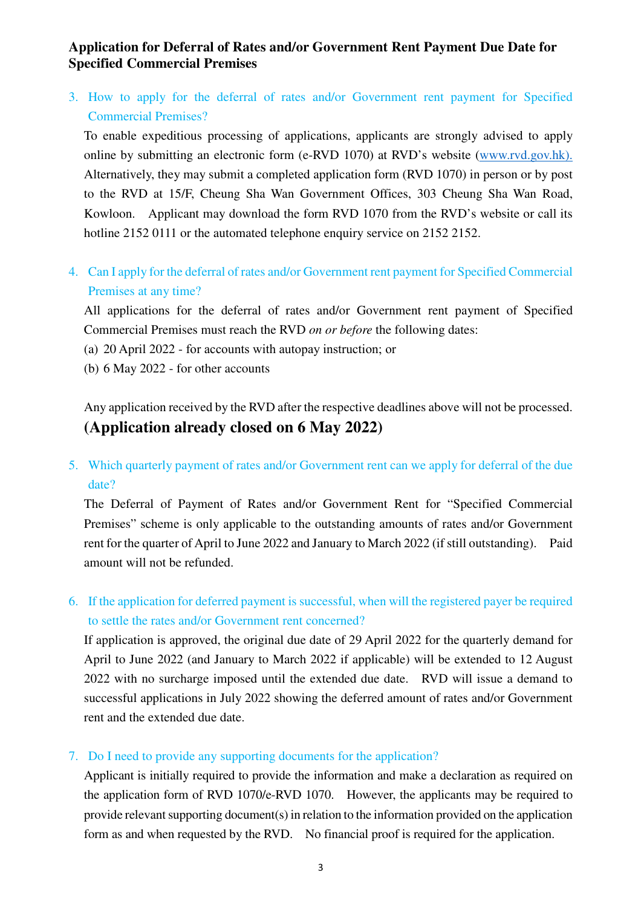## Application for Deferral of Rates and/or Government Rent Payment Due Date for Specified Commercial Premises

### 3. How to apply for the deferral of rates and/or Government rent payment for Specified Commercial Premises?

To enable expeditious processing of applications, applicants are strongly advised to apply online by submitting an electronic form (e-RVD 1070) at RVD's website (www.rvd.gov.hk). Alternatively, they may submit a completed application form (RVD 1070) in person or by post to the RVD at 15/F, Cheung Sha Wan Government Offices, 303 Cheung Sha Wan Road, Kowloon. Applicant may download the form RVD 1070 from the RVD's website or call its hotline 2152 0111 or the automated telephone enquiry service on 2152 2152.

### 4. Can I apply for the deferral of rates and/or Government rent payment for Specified Commercial Premises at any time?

All applications for the deferral of rates and/or Government rent payment of Specified Commercial Premises must reach the RVD *on or before* the following dates:

(a) 20 April 2022 - for accounts with autopay instruction; or
(b) 6 May 2022 - for other accounts

Any application received by the RVD after the respective deadlines above will not be processed.

**(Application already closed on 6 May 2022)**

### 5. Which quarterly payment of rates and/or Government rent can we apply for deferral of the due date?

The Deferral of Payment of Rates and/or Government Rent for "Specified Commercial Premises" scheme is only applicable to the outstanding amounts of rates and/or Government rent for the quarter of April to June 2022 and January to March 2022 (if still outstanding). Paid amount will not be refunded.

### 6. If the application for deferred payment is successful, when will the registered payer be required to settle the rates and/or Government rent concerned?

If application is approved, the original due date of 29 April 2022 for the quarterly demand for April to June 2022 (and January to March 2022 if applicable) will be extended to 12 August 2022 with no surcharge imposed until the extended due date. RVD will issue a demand to successful applications in July 2022 showing the deferred amount of rates and/or Government rent and the extended due date.

### 7. Do I need to provide any supporting documents for the application?

Applicant is initially required to provide the information and make a declaration as required on the application form of RVD 1070/e-RVD 1070. However, the applicants may be required to provide relevant supporting document(s) in relation to the information provided on the application form as and when requested by the RVD. No financial proof is required for the application.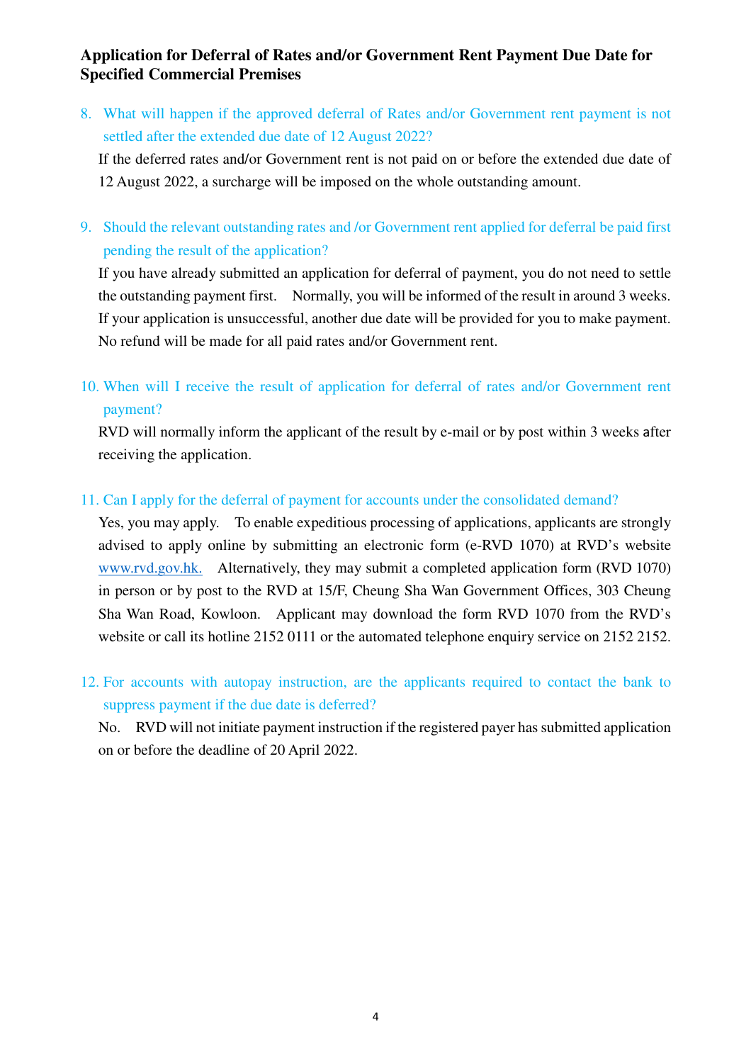**Application for Deferral of Rates and/or Government Rent Payment Due Date for Specified Commercial Premises**

8. What will happen if the approved deferral of Rates and/or Government rent payment is not settled after the extended due date of 12 August 2022?

   If the deferred rates and/or Government rent is not paid on or before the extended due date of 12 August 2022, a surcharge will be imposed on the whole outstanding amount.

9. Should the relevant outstanding rates and /or Government rent applied for deferral be paid first pending the result of the application?

   If you have already submitted an application for deferral of payment, you do not need to settle the outstanding payment first. Normally, you will be informed of the result in around 3 weeks. If your application is unsuccessful, another due date will be provided for you to make payment. No refund will be made for all paid rates and/or Government rent.

10. When will I receive the result of application for deferral of rates and/or Government rent payment?

    RVD will normally inform the applicant of the result by e-mail or by post within 3 weeks after receiving the application.

11. Can I apply for the deferral of payment for accounts under the consolidated demand?

    Yes, you may apply. To enable expeditious processing of applications, applicants are strongly advised to apply online by submitting an electronic form (e-RVD 1070) at RVD's website www.rvd.gov.hk. Alternatively, they may submit a completed application form (RVD 1070) in person or by post to the RVD at 15/F, Cheung Sha Wan Government Offices, 303 Cheung Sha Wan Road, Kowloon. Applicant may download the form RVD 1070 from the RVD's website or call its hotline 2152 0111 or the automated telephone enquiry service on 2152 2152.

12. For accounts with autopay instruction, are the applicants required to contact the bank to suppress payment if the due date is deferred?

    No. RVD will not initiate payment instruction if the registered payer has submitted application on or before the deadline of 20 April 2022.